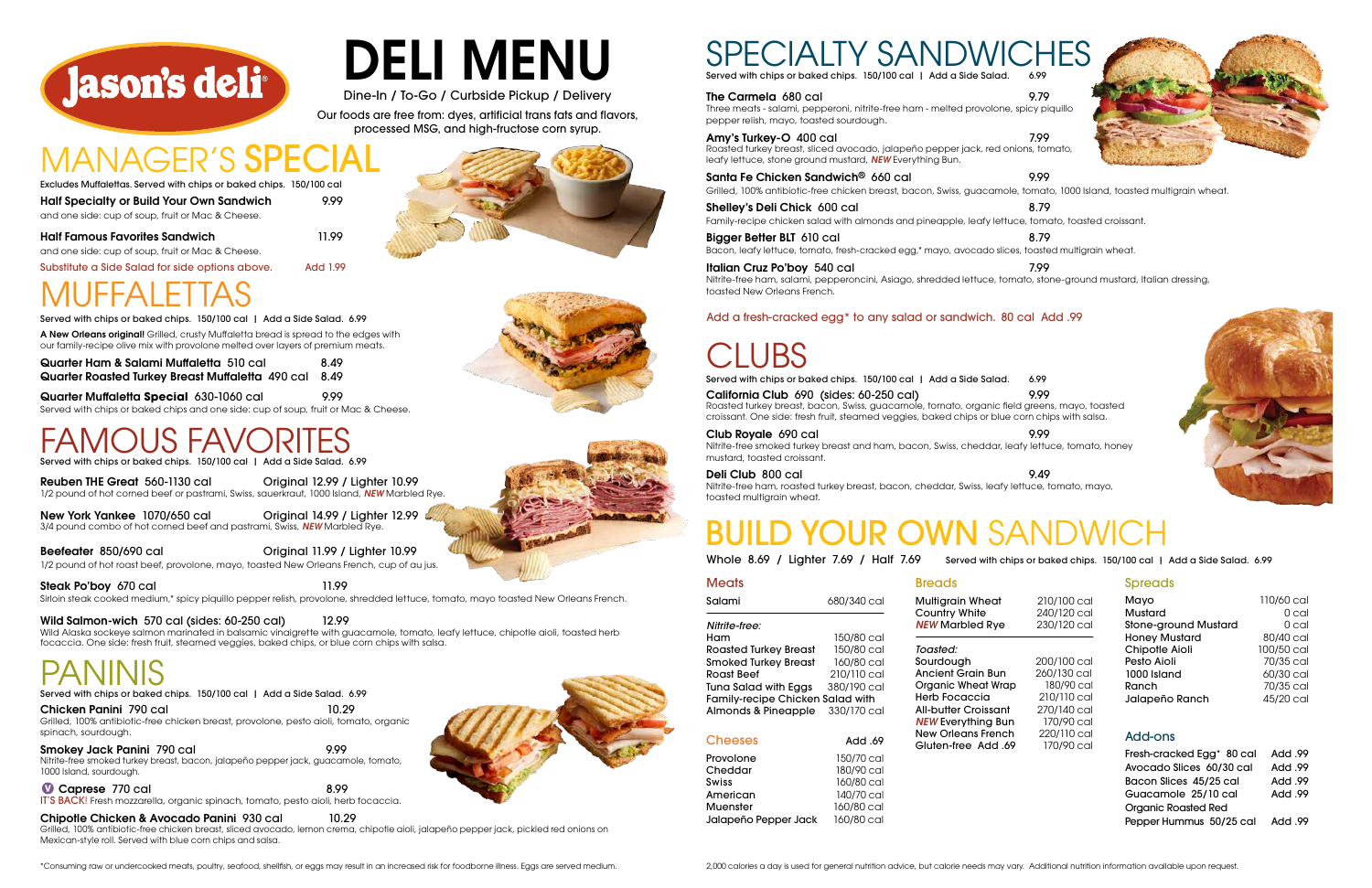# jason's deli

# DELI MENU

Dine-In / To-Go / Curbside Pickup / Delivery

Our foods are free from: dyes, artificial trans fats and flavors, processed MSG, and high-fructose corn syrup.

## MANAGER'S SPECIAL

Excludes Muffalettas. Served with chips or baked chips. 150/100 cal

**Half Specialty or Build Your Own Sandwich** 9.99
and one side: cup of soup, fruit or Mac & Cheese.

**Half Famous Favorites Sandwich** 11.99
and one side: cup of soup, fruit or Mac & Cheese.

Substitute a Side Salad for side options above. Add 1.99

## MUFFALETTAS

Served with chips or baked chips. 150/100 cal | Add a Side Salad. 6.99

**A New Orleans original!** Grilled, crusty Muffaletta bread is spread to the edges with our family-recipe olive mix with provolone melted over layers of premium meats.

**Quarter Ham & Salami Muffaletta** 510 cal 8.49

**Quarter Roasted Turkey Breast Muffaletta** 490 cal 8.49

**Quarter Muffaletta Special** 630-1060 cal 9.99
Served with chips or baked chips and one side: cup of soup, fruit or Mac & Cheese.

## FAMOUS FAVORITES

Served with chips or baked chips. 150/100 cal | Add a Side Salad. 6.99

**Reuben THE Great** 560-1130 cal Original 12.99 / Lighter 10.99
1/2 pound of hot corned beef or pastrami, Swiss, sauerkraut, 1000 Island, *NEW* Marbled Rye.

**New York Yankee** 1070/650 cal Original 14.99 / Lighter 12.99
3/4 pound combo of hot corned beef and pastrami, Swiss, *NEW* Marbled Rye.

**Beefeater** 850/690 cal Original 11.99 / Lighter 10.99
1/2 pound of hot roast beef, provolone, mayo, toasted New Orleans French, cup of au jus.

**Steak Po'boy** 670 cal 11.99
Sirloin steak cooked medium,* spicy piquillo pepper relish, provolone, shredded lettuce, tomato, mayo toasted New Orleans French.

**Wild Salmon-wich** 570 cal (sides: 60-250 cal) 12.99
Wild Alaska sockeye salmon marinated in balsamic vinaigrette with guacamole, tomato, leafy lettuce, chipotle aioli, toasted herb focaccia. One side: fresh fruit, steamed veggies, baked chips, or blue corn chips with salsa.

## PANINIS

Served with chips or baked chips. 150/100 cal | Add a Side Salad. 6.99

**Chicken Panini** 790 cal 10.29
Grilled, 100% antibiotic-free chicken breast, provolone, pesto aioli, tomato, organic spinach, sourdough.

**Smokey Jack Panini** 790 cal 9.99
Nitrite-free smoked turkey breast, bacon, jalapeño pepper jack, guacamole, tomato, 1000 Island, sourdough.

**(V) Caprese** 770 cal 8.99
IT'S BACK! Fresh mozzarella, organic spinach, tomato, pesto aioli, herb focaccia.

**Chipotle Chicken & Avocado Panini** 930 cal 10.29
Grilled, 100% antibiotic-free chicken breast, sliced avocado, lemon crema, chipotle aioli, jalapeño pepper jack, pickled red onions on Mexican-style roll. Served with blue corn chips and salsa.

## SPECIALTY SANDWICHES

Served with chips or baked chips. 150/100 cal | Add a Side Salad. 6.99

**The Carmela** 680 cal 9.79
Three meats - salami, pepperoni, nitrite-free ham - melted provolone, spicy piquillo pepper relish, mayo, toasted sourdough.

**Amy's Turkey-O** 400 cal 7.99
Roasted turkey breast, sliced avocado, jalapeño pepper jack, red onions, tomato, leafy lettuce, stone ground mustard, *NEW* Everything Bun.

**Santa Fe Chicken Sandwich®** 660 cal 9.99
Grilled, 100% antibiotic-free chicken breast, bacon, Swiss, guacamole, tomato, 1000 Island, toasted multigrain wheat.

**Shelley's Deli Chick** 600 cal 8.79
Family-recipe chicken salad with almonds and pineapple, leafy lettuce, tomato, toasted croissant.

**Bigger Better BLT** 610 cal 8.79
Bacon, leafy lettuce, tomato, fresh-cracked egg,* mayo, avocado slices, toasted multigrain wheat.

**Italian Cruz Po'boy** 540 cal 7.99
Nitrite-free ham, salami, pepperoncini, Asiago, shredded lettuce, tomato, stone-ground mustard, Italian dressing, toasted New Orleans French.

Add a fresh-cracked egg* to any salad or sandwich. 80 cal Add .99

## CLUBS

Served with chips or baked chips. 150/100 cal | Add a Side Salad. 6.99

**California Club** 690 (sides: 60-250 cal) 9.99
Roasted turkey breast, bacon, Swiss, guacamole, tomato, organic field greens, mayo, toasted croissant. One side: fresh fruit, steamed veggies, baked chips or blue corn chips with salsa.

**Club Royale** 690 cal 9.99
Nitrite-free smoked turkey breast and ham, bacon, Swiss, cheddar, leafy lettuce, tomato, honey mustard, toasted croissant.

**Deli Club** 800 cal 9.49
Nitrite-free ham, roasted turkey breast, bacon, cheddar, Swiss, leafy lettuce, tomato, mayo, toasted multigrain wheat.

## BUILD YOUR OWN SANDWICH

Whole 8.69 / Lighter 7.69 / Half 7.69 Served with chips or baked chips. 150/100 cal | Add a Side Salad. 6.99

### Meats

| Item | Calories |
|---|---|
| Salami | 680/340 cal |
| *Nitrite-free:* | |
| Ham | 150/80 cal |
| Roasted Turkey Breast | 150/80 cal |
| Smoked Turkey Breast | 160/80 cal |
| Roast Beef | 210/110 cal |
| Tuna Salad with Eggs | 380/190 cal |
| Family-recipe Chicken Salad with Almonds & Pineapple | 330/170 cal |

### Cheeses — Add .69

| Item | Calories |
|---|---|
| Provolone | 150/70 cal |
| Cheddar | 180/90 cal |
| Swiss | 160/80 cal |
| American | 140/70 cal |
| Muenster | 160/80 cal |
| Jalapeño Pepper Jack | 160/80 cal |

### Breads

| Item | Calories |
|---|---|
| Multigrain Wheat | 210/100 cal |
| Country White | 240/120 cal |
| *NEW* Marbled Rye | 230/120 cal |
| *Toasted:* | |
| Sourdough | 200/100 cal |
| Ancient Grain Bun | 260/130 cal |
| Organic Wheat Wrap | 180/90 cal |
| Herb Focaccia | 210/110 cal |
| All-butter Croissant | 270/140 cal |
| *NEW* Everything Bun | 170/90 cal |
| New Orleans French | 220/110 cal |
| Gluten-free Add .69 | 170/90 cal |

### Spreads

| Item | Calories |
|---|---|
| Mayo | 110/60 cal |
| Mustard | 0 cal |
| Stone-ground Mustard | 0 cal |
| Honey Mustard | 80/40 cal |
| Chipotle Aioli | 100/50 cal |
| Pesto Aioli | 70/35 cal |
| 1000 Island | 60/30 cal |
| Ranch | 70/35 cal |
| Jalapeño Ranch | 45/20 cal |

### Add-ons

| Item | Price |
|---|---|
| Fresh-cracked Egg* 80 cal | Add .99 |
| Avocado Slices 60/30 cal | Add .99 |
| Bacon Slices 45/25 cal | Add .99 |
| Guacamole 25/10 cal | Add .99 |
| Organic Roasted Red Pepper Hummus 50/25 cal | Add .99 |

*Consuming raw or undercooked meats, poultry, seafood, shellfish, or eggs may result in an increased risk for foodborne illness. Eggs are served medium.

2,000 calories a day is used for general nutrition advice, but calorie needs may vary. Additional nutrition information available upon request.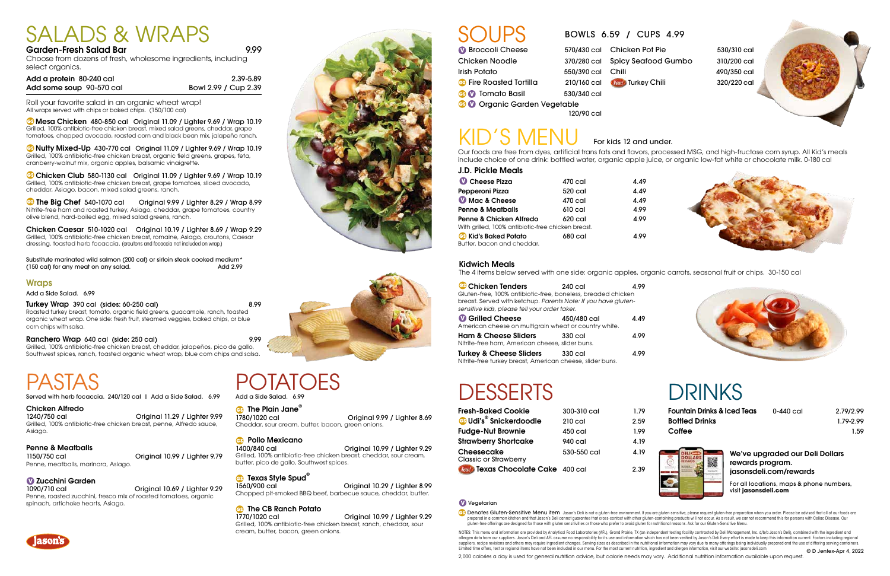# SALADS & WRAPS

**Garden-Fresh Salad Bar** 9.99
Choose from dozens of fresh, wholesome ingredients, including select organics.

| | |
|---|---|
| **Add a protein** 80-240 cal | 2.39-5.89 |
| **Add some soup** 90-570 cal | Bowl 2.99 / Cup 2.39 |

Roll your favorite salad in an organic wheat wrap!
All wraps served with chips or baked chips. (150/100 cal)

GS **Mesa Chicken** 480-850 cal Original 11.09 / Lighter 9.69 / Wrap 10.19
Grilled, 100% antibiotic-free chicken breast, mixed salad greens, cheddar, grape tomatoes, chopped avocado, roasted corn and black bean mix, jalapeño ranch.

GS **Nutty Mixed-Up** 430-770 cal Original 11.09 / Lighter 9.69 / Wrap 10.19
Grilled, 100% antibiotic-free chicken breast, organic field greens, grapes, feta, cranberry-walnut mix, organic apples, balsamic vinaigrette.

GS **Chicken Club** 580-1130 cal Original 11.09 / Lighter 9.69 / Wrap 10.19
Grilled, 100% antibiotic-free chicken breast, grape tomatoes, sliced avocado, cheddar, Asiago, bacon, mixed salad greens, ranch.

GS **The Big Chef** 540-1070 cal Original 9.99 / Lighter 8.29 / Wrap 8.99
Nitrite-free ham and roasted turkey, Asiago, cheddar, grape tomatoes, country olive blend, hard-boiled egg, mixed salad greens, ranch.

**Chicken Caesar** 510-1020 cal Original 10.19 / Lighter 8.69 / Wrap 9.29
Grilled, 100% antibiotic-free chicken breast, romaine, Asiago, croutons, Caesar dressing, toasted herb focaccia. (croutons and focaccia not included on wrap.)

Substitute marinated wild salmon (200 cal) or sirloin steak cooked medium* (150 cal) for any meat on any salad. Add 2.99

## Wraps

Add a Side Salad. 6.99

**Turkey Wrap** 390 cal (sides: 60-250 cal) 8.99
Roasted turkey breast, tomato, organic field greens, guacamole, ranch, toasted organic wheat wrap. One side: fresh fruit, steamed veggies, baked chips, or blue corn chips with salsa.

**Ranchero Wrap** 640 cal (side: 250 cal) 9.99
Grilled, 100% antibiotic-free chicken breast, cheddar, jalapeños, pico de gallo, Southwest spices, ranch, toasted organic wheat wrap, blue corn chips and salsa.

# PASTAS

Served with herb focaccia. 240/120 cal | Add a Side Salad. 6.99

**Chicken Alfredo**
1240/750 cal Original 11.29 / Lighter 9.99
Grilled, 100% antibiotic-free chicken breast, penne, Alfredo sauce, Asiago.

**Penne & Meatballs**
1150/750 cal Original 10.99 / Lighter 9.79
Penne, meatballs, marinara, Asiago.

V **Zucchini Garden**
1090/710 cal Original 10.69 / Lighter 9.29
Penne, roasted zucchini, fresco mix of roasted tomatoes, organic spinach, artichoke hearts, Asiago.

# POTATOES

Add a Side Salad. 6.99

GS **The Plain Jane®**
1780/1020 cal Original 9.99 / Lighter 8.69
Cheddar, sour cream, butter, bacon, green onions.

GS **Pollo Mexicano**
1400/840 cal Original 10.99 / Lighter 9.29
Grilled, 100% antibiotic-free chicken breast, cheddar, sour cream, butter, pico de gallo, Southwest spices.

GS **Texas Style Spud®**
1560/900 cal Original 10.29 / Lighter 8.99
Chopped pit-smoked BBQ beef, barbecue sauce, cheddar, butter.

GS **The CB Ranch Potato**
1770/1020 cal Original 10.99 / Lighter 9.29
Grilled, 100% antibiotic-free chicken breast, ranch, cheddar, sour cream, butter, bacon, green onions.

# SOUPS

BOWLS 6.59 / CUPS 4.99

| | | | |
|---|---|---|---|
| V Broccoli Cheese | 570/430 cal | Chicken Pot Pie | 530/310 cal |
| Chicken Noodle | 370/280 cal | Spicy Seafood Gumbo | 310/200 cal |
| Irish Potato | 550/390 cal | Chili | 490/350 cal |
| GS Fire Roasted Tortilla | 210/160 cal | New! Turkey Chili | 320/220 cal |
| GS V Tomato Basil | 530/340 cal | | |
| GS V Organic Garden Vegetable | 120/90 cal | | |

# KID'S MENU

For kids 12 and under.

Our foods are free from dyes, artificial trans fats and flavors, processed MSG, and high-fructose corn syrup. All Kid's meals include choice of one drink: bottled water, organic apple juice, or organic low-fat white or chocolate milk. 0-180 cal

## J.D. Pickle Meals

| | | |
|---|---|---|
| V **Cheese Pizza** | 470 cal | 4.49 |
| **Pepperoni Pizza** | 520 cal | 4.49 |
| V **Mac & Cheese** | 470 cal | 4.49 |
| **Penne & Meatballs** | 610 cal | 4.99 |
| **Penne & Chicken Alfredo** With grilled, 100% antibiotic-free chicken breast. | 620 cal | 4.99 |
| GS **Kid's Baked Potato** Butter, bacon and cheddar. | 680 cal | 4.99 |

## Kidwich Meals

The 4 items below served with one side: organic apples, organic carrots, seasonal fruit or chips. 30-150 cal

| | | |
|---|---|---|
| GS **Chicken Tenders** Gluten-free, 100% antibiotic-free, boneless, breaded chicken breast. Served with ketchup. *Parents Note: If you have gluten-sensitive kids, please tell your order taker.* | 240 cal | 4.99 |
| V **Grilled Cheese** American cheese on multigrain wheat or country white. | 450/480 cal | 4.49 |
| **Ham & Cheese Sliders** Nitrite-free ham, American cheese, slider buns. | 330 cal | 4.99 |
| **Turkey & Cheese Sliders** Nitrite-free turkey breast, American cheese, slider buns. | 330 cal | 4.99 |

# DESSERTS

| | | |
|---|---|---|
| **Fresh-Baked Cookie** | 300-310 cal | 1.79 |
| GS **Udi's® Snickerdoodle** | 210 cal | 2.59 |
| **Fudge-Nut Brownie** | 450 cal | 1.99 |
| **Strawberry Shortcake** | 940 cal | 4.19 |
| **Cheesecake** Classic or Strawberry | 530-550 cal | 4.19 |
| New! **Texas Chocolate Cake** | 400 cal | 2.39 |

# DRINKS

| | | |
|---|---|---|
| **Fountain Drinks & Iced Teas** | 0-440 cal | 2.79/2.99 |
| **Bottled Drinks** | | 1.79-2.99 |
| **Coffee** | | 1.59 |

**We've upgraded our Deli Dollars rewards program. jasonsdeli.com/rewards**

For all locations, maps & phone numbers, visit **jasonsdeli.com**

V Vegetarian

GS Denotes Gluten-Sensitive Menu Item Jason's Deli is not a gluten-free environment. If you are gluten-sensitive, please request gluten-free preparation when you order. Please be advised that all of our foods are prepared in a common kitchen and that Jason's Deli cannot guarantee that cross-contact with other gluten-containing products will not occur. As a result, we cannot recommend this for persons with Celiac Disease. Our gluten-free offerings are designed for those with gluten sensitivities or those who prefer to avoid gluten for nutritional reasons. Ask for our Gluten-Sensitive Menu.

NOTES: This menu and information are provided by Analytical Food Laboratories (AFL), Grand Prairie, TX (an independent testing facility contracted by Deli Management, Inc. d/b/a Jason's Deli), combined with the ingredient and allergen data from our suppliers. Jason's Deli and AFL assume no responsibility for its use and information which has not been verified by Jason's Deli. Every effort is made to keep this information current. Factors including regional suppliers, recipe revisions and others may require ingredient changes. Serving sizes as described in the nutritional information may vary due to many offerings being individually prepared and the use of differing serving containers. Limited time offers, test or regional items have not been included in our menu. For the most current nutrition, ingredient and allergen information, visit our website: jasonsdeli.com

© D Jentex-Apr 4, 2022

2,000 calories a day is used for general nutrition advice, but calorie needs may vary. Additional nutrition information available upon request.